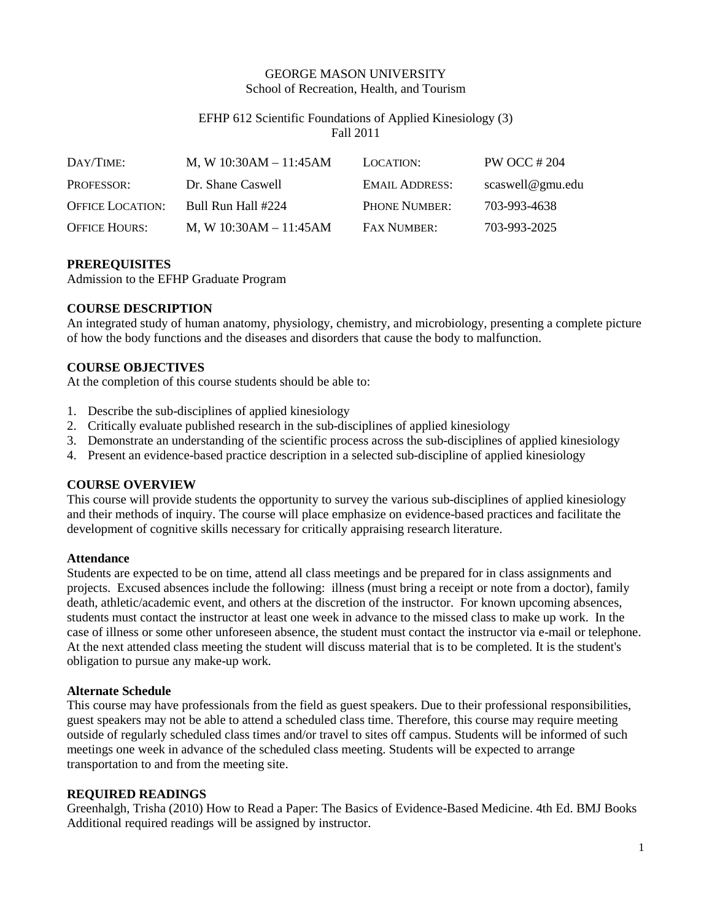GEORGE MASON UNIVERSITY
School of Recreation, Health, and Tourism

EFHP 612 Scientific Foundations of Applied Kinesiology (3)
Fall 2011

| | | | |
|---|---|---|---|
| DAY/TIME: | M, W 10:30AM – 11:45AM | LOCATION: | PW OCC # 204 |
| PROFESSOR: | Dr. Shane Caswell | EMAIL ADDRESS: | scaswell@gmu.edu |
| OFFICE LOCATION: | Bull Run Hall #224 | PHONE NUMBER: | 703-993-4638 |
| OFFICE HOURS: | M, W 10:30AM – 11:45AM | FAX NUMBER: | 703-993-2025 |

## PREREQUISITES

Admission to the EFHP Graduate Program

## COURSE DESCRIPTION

An integrated study of human anatomy, physiology, chemistry, and microbiology, presenting a complete picture of how the body functions and the diseases and disorders that cause the body to malfunction.

## COURSE OBJECTIVES

At the completion of this course students should be able to:

1. Describe the sub-disciplines of applied kinesiology
2. Critically evaluate published research in the sub-disciplines of applied kinesiology
3. Demonstrate an understanding of the scientific process across the sub-disciplines of applied kinesiology
4. Present an evidence-based practice description in a selected sub-discipline of applied kinesiology

## COURSE OVERVIEW

This course will provide students the opportunity to survey the various sub-disciplines of applied kinesiology and their methods of inquiry. The course will place emphasize on evidence-based practices and facilitate the development of cognitive skills necessary for critically appraising research literature.

### Attendance

Students are expected to be on time, attend all class meetings and be prepared for in class assignments and projects. Excused absences include the following: illness (must bring a receipt or note from a doctor), family death, athletic/academic event, and others at the discretion of the instructor. For known upcoming absences, students must contact the instructor at least one week in advance to the missed class to make up work. In the case of illness or some other unforeseen absence, the student must contact the instructor via e-mail or telephone. At the next attended class meeting the student will discuss material that is to be completed. It is the student's obligation to pursue any make-up work.

### Alternate Schedule

This course may have professionals from the field as guest speakers. Due to their professional responsibilities, guest speakers may not be able to attend a scheduled class time. Therefore, this course may require meeting outside of regularly scheduled class times and/or travel to sites off campus. Students will be informed of such meetings one week in advance of the scheduled class meeting. Students will be expected to arrange transportation to and from the meeting site.

## REQUIRED READINGS

Greenhalgh, Trisha (2010) How to Read a Paper: The Basics of Evidence-Based Medicine. 4th Ed. BMJ Books
Additional required readings will be assigned by instructor.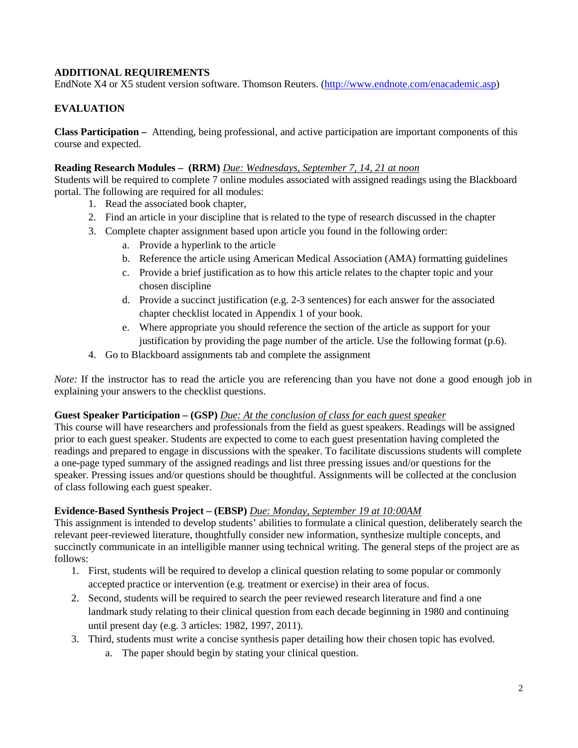## ADDITIONAL REQUIREMENTS

EndNote X4 or X5 student version software. Thomson Reuters. (http://www.endnote.com/enacademic.asp)

## EVALUATION

**Class Participation –** Attending, being professional, and active participation are important components of this course and expected.

**Reading Research Modules – (RRM)** *Due: Wednesdays, September 7, 14, 21 at noon*
Students will be required to complete 7 online modules associated with assigned readings using the Blackboard portal. The following are required for all modules:

1. Read the associated book chapter,
2. Find an article in your discipline that is related to the type of research discussed in the chapter
3. Complete chapter assignment based upon article you found in the following order:
   a. Provide a hyperlink to the article
   b. Reference the article using American Medical Association (AMA) formatting guidelines
   c. Provide a brief justification as to how this article relates to the chapter topic and your chosen discipline
   d. Provide a succinct justification (e.g. 2-3 sentences) for each answer for the associated chapter checklist located in Appendix 1 of your book.
   e. Where appropriate you should reference the section of the article as support for your justification by providing the page number of the article. Use the following format (p.6).
4. Go to Blackboard assignments tab and complete the assignment

*Note:* If the instructor has to read the article you are referencing than you have not done a good enough job in explaining your answers to the checklist questions.

**Guest Speaker Participation – (GSP)** *Due: At the conclusion of class for each guest speaker*
This course will have researchers and professionals from the field as guest speakers. Readings will be assigned prior to each guest speaker. Students are expected to come to each guest presentation having completed the readings and prepared to engage in discussions with the speaker. To facilitate discussions students will complete a one-page typed summary of the assigned readings and list three pressing issues and/or questions for the speaker. Pressing issues and/or questions should be thoughtful. Assignments will be collected at the conclusion of class following each guest speaker.

**Evidence-Based Synthesis Project – (EBSP)** *Due: Monday, September 19 at 10:00AM*
This assignment is intended to develop students' abilities to formulate a clinical question, deliberately search the relevant peer-reviewed literature, thoughtfully consider new information, synthesize multiple concepts, and succinctly communicate in an intelligible manner using technical writing. The general steps of the project are as follows:

1. First, students will be required to develop a clinical question relating to some popular or commonly accepted practice or intervention (e.g. treatment or exercise) in their area of focus.
2. Second, students will be required to search the peer reviewed research literature and find a one landmark study relating to their clinical question from each decade beginning in 1980 and continuing until present day (e.g. 3 articles: 1982, 1997, 2011).
3. Third, students must write a concise synthesis paper detailing how their chosen topic has evolved.
   a. The paper should begin by stating your clinical question.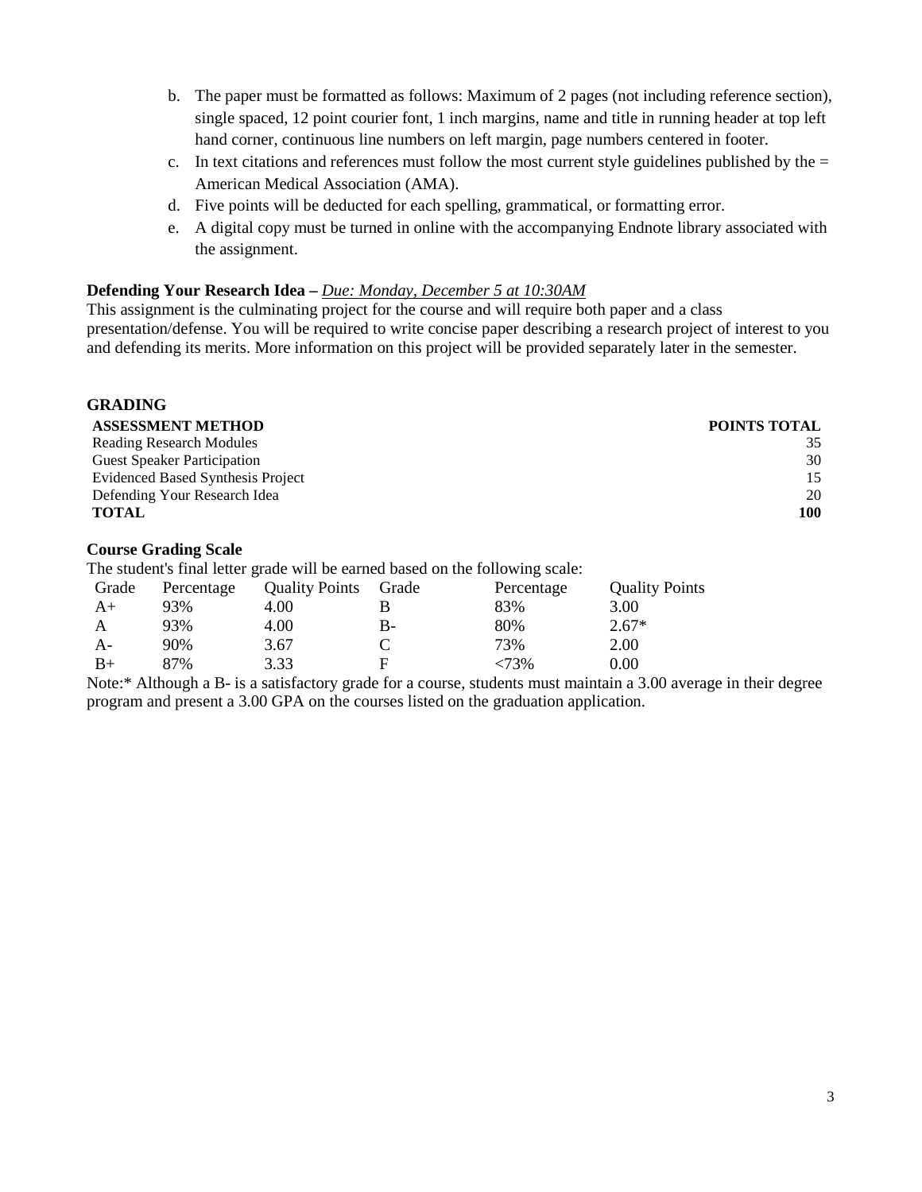b. The paper must be formatted as follows: Maximum of 2 pages (not including reference section), single spaced, 12 point courier font, 1 inch margins, name and title in running header at top left hand corner, continuous line numbers on left margin, page numbers centered in footer.
c. In text citations and references must follow the most current style guidelines published by the = American Medical Association (AMA).
d. Five points will be deducted for each spelling, grammatical, or formatting error.
e. A digital copy must be turned in online with the accompanying Endnote library associated with the assignment.

**Defending Your Research Idea –** *Due: Monday, December 5 at 10:30AM*

This assignment is the culminating project for the course and will require both paper and a class presentation/defense. You will be required to write concise paper describing a research project of interest to you and defending its merits. More information on this project will be provided separately later in the semester.

## GRADING

| **ASSESSMENT METHOD** | **POINTS TOTAL** |
|---|---|
| Reading Research Modules | 35 |
| Guest Speaker Participation | 30 |
| Evidenced Based Synthesis Project | 15 |
| Defending Your Research Idea | 20 |
| **TOTAL** | **100** |

**Course Grading Scale**

The student's final letter grade will be earned based on the following scale:

| Grade | Percentage | Quality Points | Grade | Percentage | Quality Points |
|---|---|---|---|---|---|
| A+ | 93% | 4.00 | B | 83% | 3.00 |
| A | 93% | 4.00 | B- | 80% | 2.67* |
| A- | 90% | 3.67 | C | 73% | 2.00 |
| B+ | 87% | 3.33 | F | <73% | 0.00 |

Note:* Although a B- is a satisfactory grade for a course, students must maintain a 3.00 average in their degree program and present a 3.00 GPA on the courses listed on the graduation application.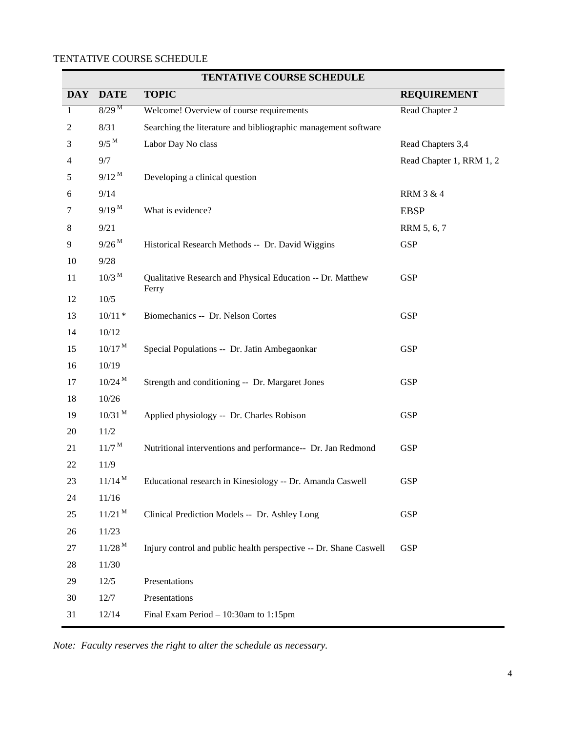TENTATIVE COURSE SCHEDULE

| TENTATIVE COURSE SCHEDULE | | | |
|---|---|---|---|
| **DAY** | **DATE** | **TOPIC** | **REQUIREMENT** |
| 1 | 8/29 M | Welcome! Overview of course requirements | Read Chapter 2 |
| 2 | 8/31 | Searching the literature and bibliographic management software | |
| 3 | 9/5 M | Labor Day No class | Read Chapters 3,4 |
| 4 | 9/7 | | Read Chapter 1, RRM 1, 2 |
| 5 | 9/12 M | Developing a clinical question | |
| 6 | 9/14 | | RRM 3 & 4 |
| 7 | 9/19 M | What is evidence? | EBSP |
| 8 | 9/21 | | RRM 5, 6, 7 |
| 9 | 9/26 M | Historical Research Methods -- Dr. David Wiggins | GSP |
| 10 | 9/28 | | |
| 11 | 10/3 M | Qualitative Research and Physical Education -- Dr. Matthew Ferry | GSP |
| 12 | 10/5 | | |
| 13 | 10/11 * | Biomechanics -- Dr. Nelson Cortes | GSP |
| 14 | 10/12 | | |
| 15 | 10/17 M | Special Populations -- Dr. Jatin Ambegaonkar | GSP |
| 16 | 10/19 | | |
| 17 | 10/24 M | Strength and conditioning -- Dr. Margaret Jones | GSP |
| 18 | 10/26 | | |
| 19 | 10/31 M | Applied physiology -- Dr. Charles Robison | GSP |
| 20 | 11/2 | | |
| 21 | 11/7 M | Nutritional interventions and performance-- Dr. Jan Redmond | GSP |
| 22 | 11/9 | | |
| 23 | 11/14 M | Educational research in Kinesiology -- Dr. Amanda Caswell | GSP |
| 24 | 11/16 | | |
| 25 | 11/21 M | Clinical Prediction Models -- Dr. Ashley Long | GSP |
| 26 | 11/23 | | |
| 27 | 11/28 M | Injury control and public health perspective -- Dr. Shane Caswell | GSP |
| 28 | 11/30 | | |
| 29 | 12/5 | Presentations | |
| 30 | 12/7 | Presentations | |
| 31 | 12/14 | Final Exam Period – 10:30am to 1:15pm | |

*Note: Faculty reserves the right to alter the schedule as necessary.*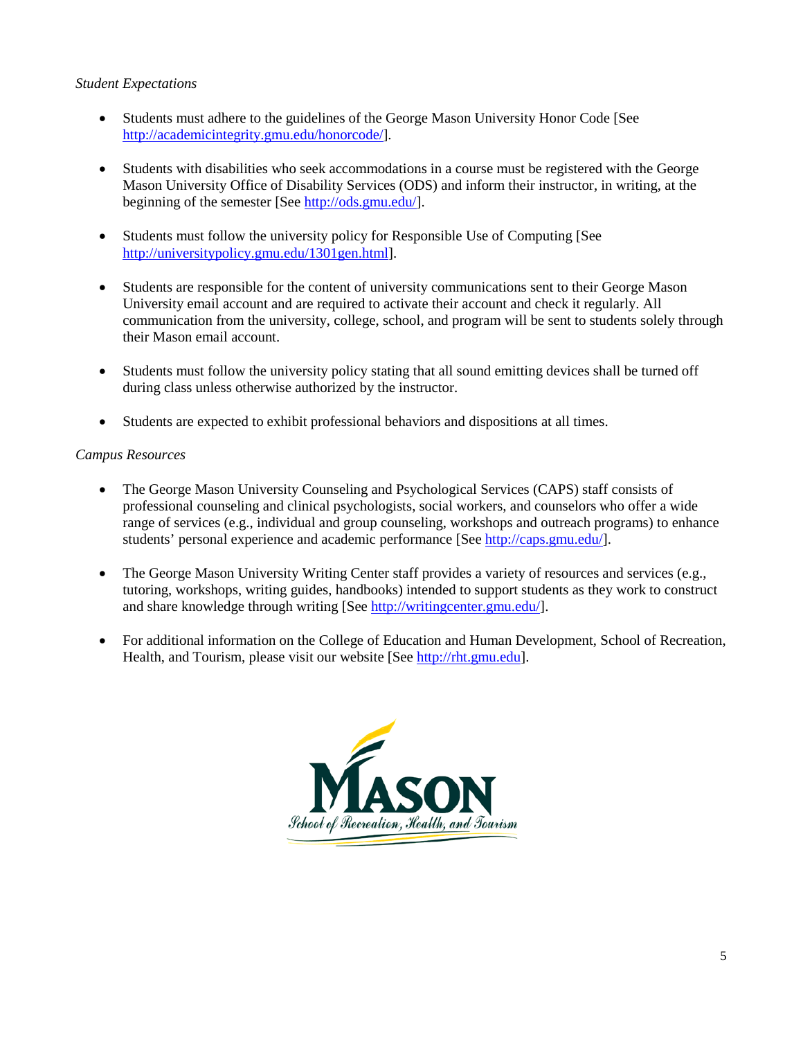*Student Expectations*

- Students must adhere to the guidelines of the George Mason University Honor Code [See http://academicintegrity.gmu.edu/honorcode/].
- Students with disabilities who seek accommodations in a course must be registered with the George Mason University Office of Disability Services (ODS) and inform their instructor, in writing, at the beginning of the semester [See http://ods.gmu.edu/].
- Students must follow the university policy for Responsible Use of Computing [See http://universitypolicy.gmu.edu/1301gen.html].
- Students are responsible for the content of university communications sent to their George Mason University email account and are required to activate their account and check it regularly. All communication from the university, college, school, and program will be sent to students solely through their Mason email account.
- Students must follow the university policy stating that all sound emitting devices shall be turned off during class unless otherwise authorized by the instructor.
- Students are expected to exhibit professional behaviors and dispositions at all times.

*Campus Resources*

- The George Mason University Counseling and Psychological Services (CAPS) staff consists of professional counseling and clinical psychologists, social workers, and counselors who offer a wide range of services (e.g., individual and group counseling, workshops and outreach programs) to enhance students' personal experience and academic performance [See http://caps.gmu.edu/].
- The George Mason University Writing Center staff provides a variety of resources and services (e.g., tutoring, workshops, writing guides, handbooks) intended to support students as they work to construct and share knowledge through writing [See http://writingcenter.gmu.edu/].
- For additional information on the College of Education and Human Development, School of Recreation, Health, and Tourism, please visit our website [See http://rht.gmu.edu].

MASON
School of Recreation, Health, and Tourism